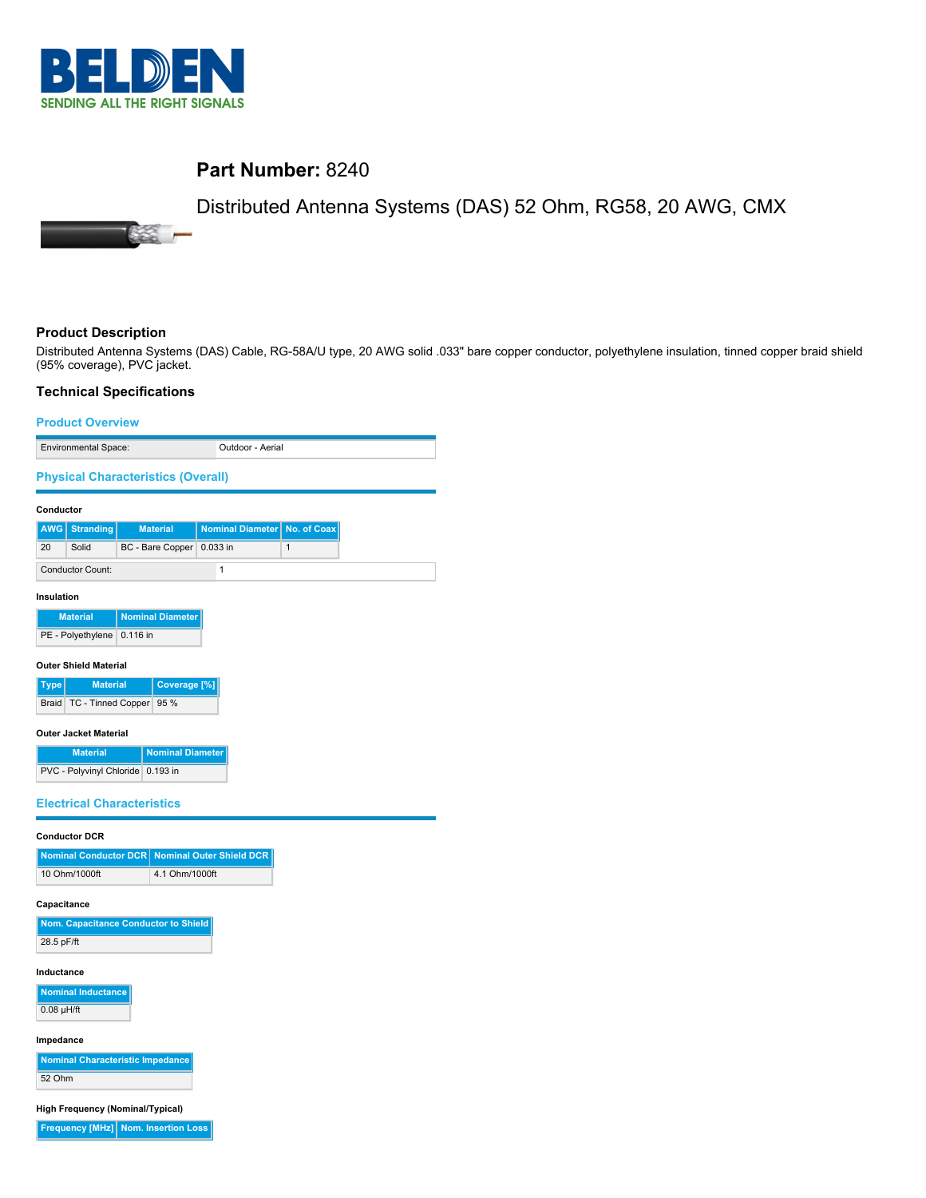# BELDEN
SENDING ALL THE RIGHT SIGNALS

## Part Number: 8240

Distributed Antenna Systems (DAS) 52 Ohm, RG58, 20 AWG, CMX

### Product Description

Distributed Antenna Systems (DAS) Cable, RG-58A/U type, 20 AWG solid .033" bare copper conductor, polyethylene insulation, tinned copper braid shield (95% coverage), PVC jacket.

### Technical Specifications

#### Product Overview

| Environmental Space: | Outdoor - Aerial |
|---|---|

#### Physical Characteristics (Overall)

**Conductor**

| AWG | Stranding | Material | Nominal Diameter | No. of Coax |
|---|---|---|---|---|
| 20 | Solid | BC - Bare Copper | 0.033 in | 1 |

| Conductor Count: | 1 |
|---|---|

**Insulation**

| Material | Nominal Diameter |
|---|---|
| PE - Polyethylene | 0.116 in |

**Outer Shield Material**

| Type | Material | Coverage [%] |
|---|---|---|
| Braid | TC - Tinned Copper | 95 % |

**Outer Jacket Material**

| Material | Nominal Diameter |
|---|---|
| PVC - Polyvinyl Chloride | 0.193 in |

#### Electrical Characteristics

**Conductor DCR**

| Nominal Conductor DCR | Nominal Outer Shield DCR |
|---|---|
| 10 Ohm/1000ft | 4.1 Ohm/1000ft |

**Capacitance**

| Nom. Capacitance Conductor to Shield |
|---|
| 28.5 pF/ft |

**Inductance**

| Nominal Inductance |
|---|
| 0.08 µH/ft |

**Impedance**

| Nominal Characteristic Impedance |
|---|
| 52 Ohm |

**High Frequency (Nominal/Typical)**

| Frequency [MHz] | Nom. Insertion Loss |
|---|---|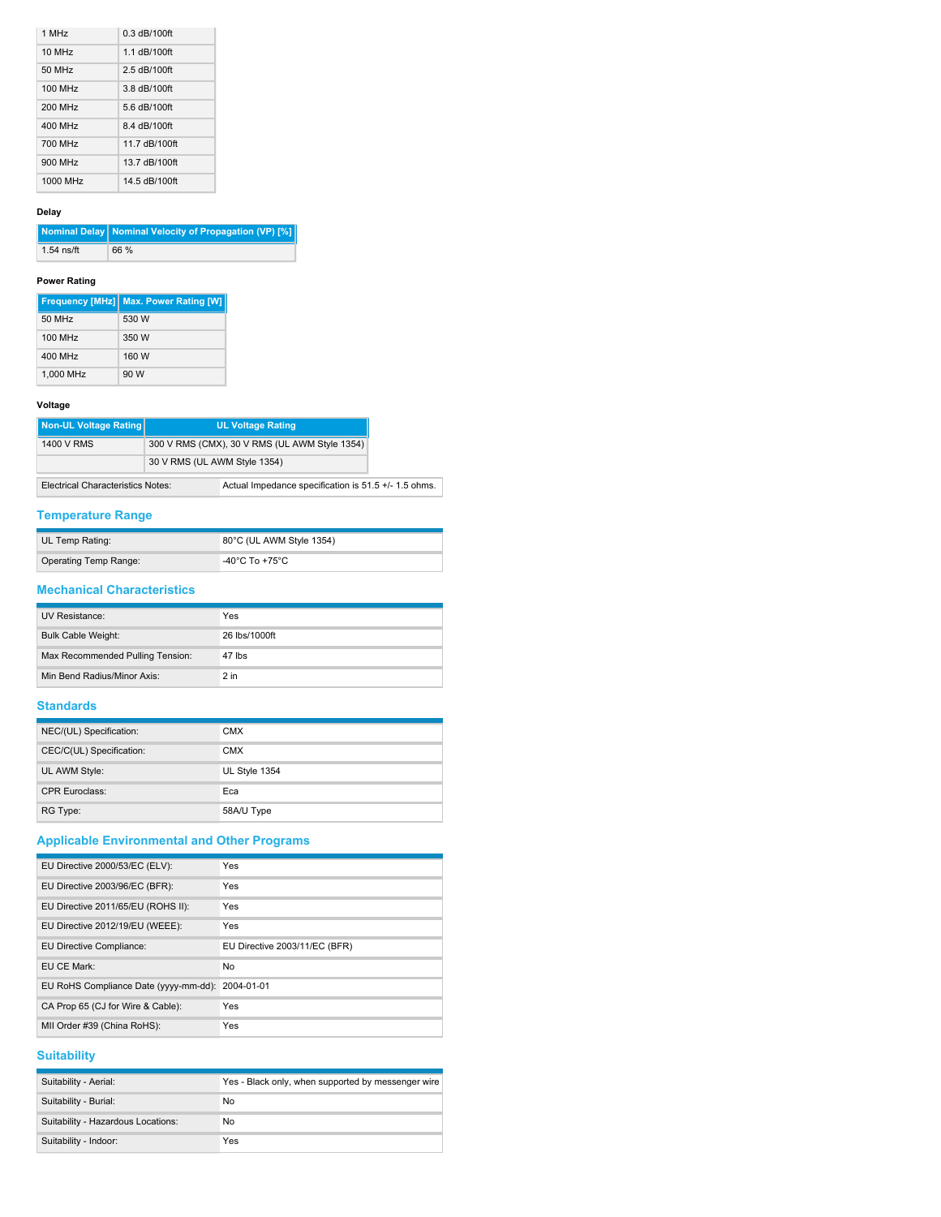| 1 MHz | 0.3 dB/100ft |
|---|---|
| 10 MHz | 1.1 dB/100ft |
| 50 MHz | 2.5 dB/100ft |
| 100 MHz | 3.8 dB/100ft |
| 200 MHz | 5.6 dB/100ft |
| 400 MHz | 8.4 dB/100ft |
| 700 MHz | 11.7 dB/100ft |
| 900 MHz | 13.7 dB/100ft |
| 1000 MHz | 14.5 dB/100ft |

**Delay**

| Nominal Delay | Nominal Velocity of Propagation (VP) [%] |
|---|---|
| 1.54 ns/ft | 66 % |

**Power Rating**

| Frequency [MHz] | Max. Power Rating [W] |
|---|---|
| 50 MHz | 530 W |
| 100 MHz | 350 W |
| 400 MHz | 160 W |
| 1,000 MHz | 90 W |

**Voltage**

| Non-UL Voltage Rating | UL Voltage Rating |
|---|---|
| 1400 V RMS | 300 V RMS (CMX), 30 V RMS (UL AWM Style 1354) |
| | 30 V RMS (UL AWM Style 1354) |

| Electrical Characteristics Notes: | Actual Impedance specification is 51.5 +/- 1.5 ohms. |
|---|---|

## Temperature Range

| UL Temp Rating: | 80°C (UL AWM Style 1354) |
|---|---|
| Operating Temp Range: | -40°C To +75°C |

## Mechanical Characteristics

| UV Resistance: | Yes |
|---|---|
| Bulk Cable Weight: | 26 lbs/1000ft |
| Max Recommended Pulling Tension: | 47 lbs |
| Min Bend Radius/Minor Axis: | 2 in |

## Standards

| NEC/(UL) Specification: | CMX |
|---|---|
| CEC/C(UL) Specification: | CMX |
| UL AWM Style: | UL Style 1354 |
| CPR Euroclass: | Eca |
| RG Type: | 58A/U Type |

## Applicable Environmental and Other Programs

| EU Directive 2000/53/EC (ELV): | Yes |
|---|---|
| EU Directive 2003/96/EC (BFR): | Yes |
| EU Directive 2011/65/EU (ROHS II): | Yes |
| EU Directive 2012/19/EU (WEEE): | Yes |
| EU Directive Compliance: | EU Directive 2003/11/EC (BFR) |
| EU CE Mark: | No |
| EU RoHS Compliance Date (yyyy-mm-dd): | 2004-01-01 |
| CA Prop 65 (CJ for Wire & Cable): | Yes |
| MII Order #39 (China RoHS): | Yes |

## Suitability

| Suitability - Aerial: | Yes - Black only, when supported by messenger wire |
|---|---|
| Suitability - Burial: | No |
| Suitability - Hazardous Locations: | No |
| Suitability - Indoor: | Yes |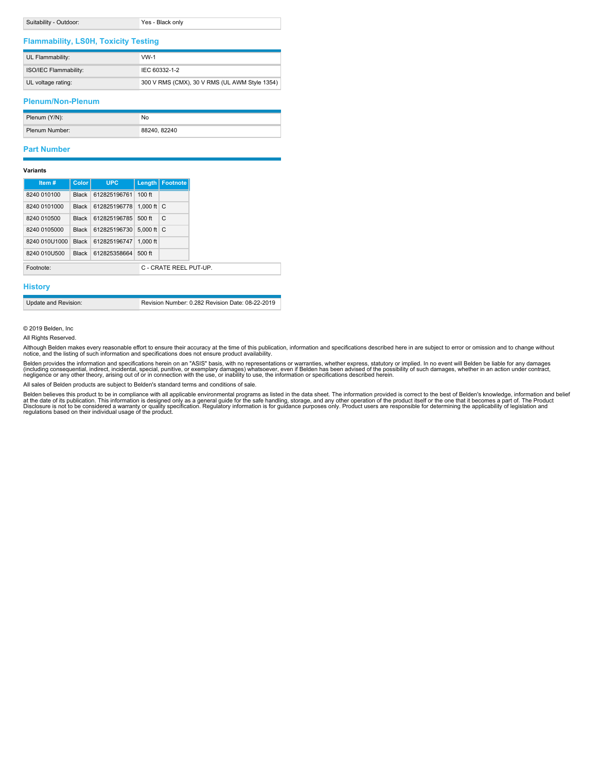| | |
|---|---|
| Suitability - Outdoor: | Yes - Black only |

## Flammability, LS0H, Toxicity Testing

| | |
|---|---|
| UL Flammability: | VW-1 |
| ISO/IEC Flammability: | IEC 60332-1-2 |
| UL voltage rating: | 300 V RMS (CMX), 30 V RMS (UL AWM Style 1354) |

## Plenum/Non-Plenum

| | |
|---|---|
| Plenum (Y/N): | No |
| Plenum Number: | 88240, 82240 |

## Part Number

**Variants**

| Item # | Color | UPC | Length | Footnote |
|---|---|---|---|---|
| 8240 010100 | Black | 612825196761 | 100 ft | |
| 8240 0101000 | Black | 612825196778 | 1,000 ft | C |
| 8240 010500 | Black | 612825196785 | 500 ft | C |
| 8240 0105000 | Black | 612825196730 | 5,000 ft | C |
| 8240 010U1000 | Black | 612825196747 | 1,000 ft | |
| 8240 010U500 | Black | 612825358664 | 500 ft | |

| | |
|---|---|
| Footnote: | C - CRATE REEL PUT-UP. |

## History

| | |
|---|---|
| Update and Revision: | Revision Number: 0.282 Revision Date: 08-22-2019 |

© 2019 Belden, Inc

All Rights Reserved.

Although Belden makes every reasonable effort to ensure their accuracy at the time of this publication, information and specifications described here in are subject to error or omission and to change without notice, and the listing of such information and specifications does not ensure product availability.

Belden provides the information and specifications herein on an "ASIS" basis, with no representations or warranties, whether express, statutory or implied. In no event will Belden be liable for any damages (including consequential, indirect, incidental, special, punitive, or exemplary damages) whatsoever, even if Belden has been advised of the possibility of such damages, whether in an action under contract, negligence or any other theory, arising out of or in connection with the use, or inability to use, the information or specifications described herein.

All sales of Belden products are subject to Belden's standard terms and conditions of sale.

Belden believes this product to be in compliance with all applicable environmental programs as listed in the data sheet. The information provided is correct to the best of Belden's knowledge, information and belief at the date of its publication. This information is designed only as a general guide for the safe handling, storage, and any other operation of the product itself or the one that it becomes a part of. The Product Disclosure is not to be considered a warranty or quality specification. Regulatory information is for guidance purposes only. Product users are responsible for determining the applicability of legislation and regulations based on their individual usage of the product.